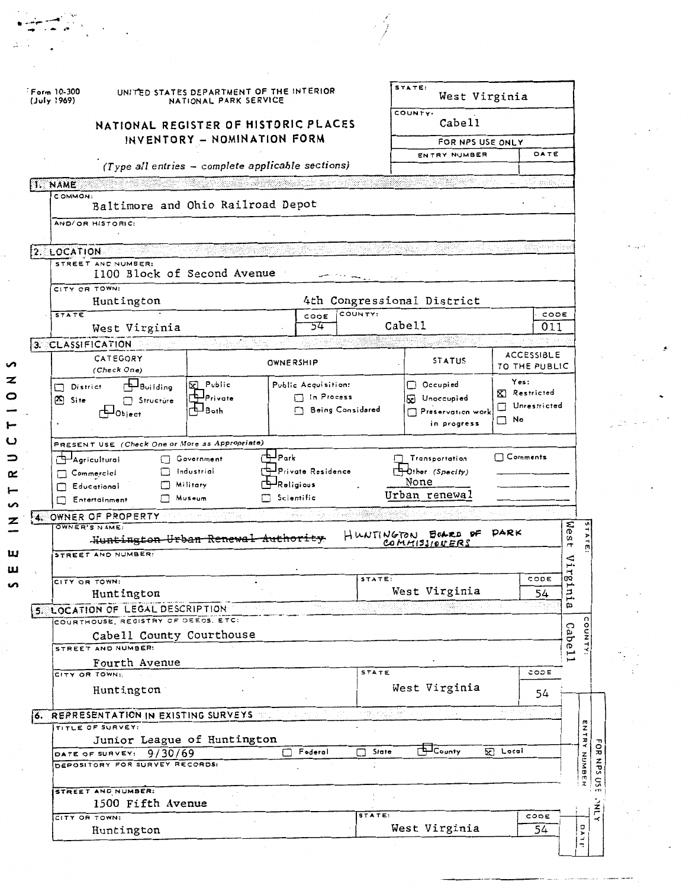Form 10-300 (July 1969)

UNITED STATES DEPARTMENT OF THE INTERIOR
NATIONAL PARK SERVICE

# NATIONAL REGISTER OF HISTORIC PLACES INVENTORY – NOMINATION FORM

*(Type all entries – complete applicable sections)*

| STATE: | West Virginia |
|---|---|
| COUNTY: | Cabell |
| FOR NPS USE ONLY | |
| ENTRY NUMBER | DATE |

## 1. NAME

COMMON: Baltimore and Ohio Railroad Depot

AND/OR HISTORIC:

## 2. LOCATION

STREET AND NUMBER: 1100 Block of Second Avenue

CITY OR TOWN: Huntington — 4th Congressional District

| STATE | CODE | COUNTY: | CODE |
|---|---|---|---|
| West Virginia | 54 | Cabell | 011 |

## 3. CLASSIFICATION

| CATEGORY (Check One) | OWNERSHIP | | STATUS | ACCESSIBLE TO THE PUBLIC |
|---|---|---|---|---|
| ☐ District | ☐ Building | ☒ Public | Public Acquisition: | ☐ Occupied | Yes: |
| ☒ Site | ☐ Structure | ☐ Private | ☐ In Process | ☒ Unoccupied | ☒ Restricted |
| ☐ Object | | ☐ Both | ☐ Being Considered | ☐ Preservation work in progress | ☐ Unrestricted |
| | | | | | ☐ No |

PRESENT USE (Check One or More as Appropriate)

| | | | | |
|---|---|---|---|---|
| ☐ Agricultural | ☐ Government | ☐ Park | ☐ Transportation | ☐ Comments |
| ☐ Commercial | ☐ Industrial | ☐ Private Residence | ☐ Other (Specify) | |
| ☐ Educational | ☐ Military | ☐ Religious | None | |
| ☐ Entertainment | ☐ Museum | ☐ Scientific | Urban renewal | |

## 4. OWNER OF PROPERTY

OWNER'S NAME: ~~Huntington Urban Renewal Authority~~ HUNTINGTON BOARD OF PARK COMMISSIONERS

STREET AND NUMBER:

| CITY OR TOWN: | STATE: | CODE |
|---|---|---|
| Huntington | West Virginia | 54 |

STATE: West Virginia

## 5. LOCATION OF LEGAL DESCRIPTION

COURTHOUSE, REGISTRY OF DEEDS, ETC: Cabell County Courthouse

STREET AND NUMBER: Fourth Avenue

| CITY OR TOWN: | STATE | CODE |
|---|---|---|
| Huntington | West Virginia | 54 |

COUNTY: Cabell

## 6. REPRESENTATION IN EXISTING SURVEYS

TITLE OF SURVEY: Junior League of Huntington

DATE OF SURVEY: 9/30/69 ☐ Federal ☐ State ☐ County ☒ Local

DEPOSITORY FOR SURVEY RECORDS:

STREET AND NUMBER: 1500 Fifth Avenue

| CITY OR TOWN: | STATE: | CODE |
|---|---|---|
| Huntington | West Virginia | 54 |

FOR NPS USE ONLY — ENTRY NUMBER — DATE

SEE INSTRUCTIONS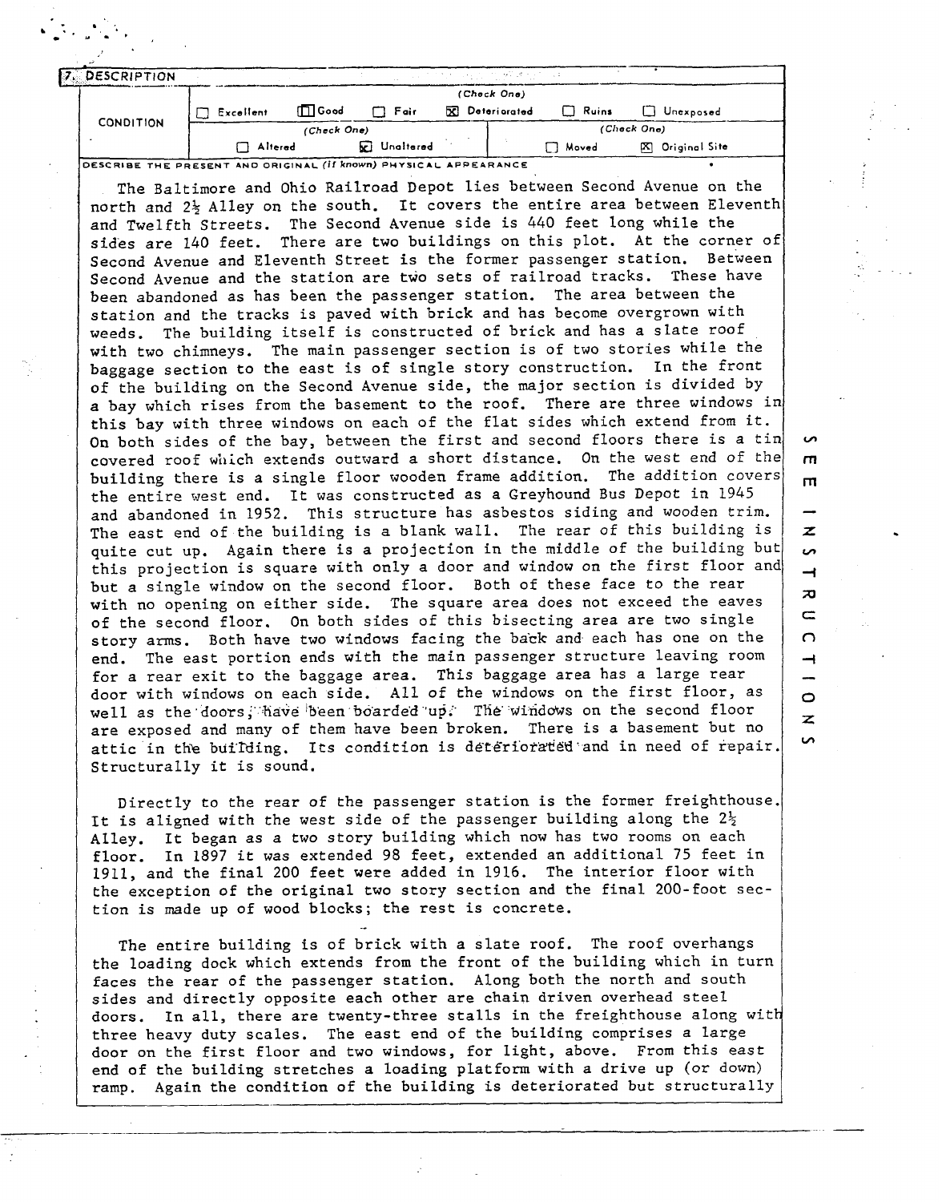## 7. DESCRIPTION

| CONDITION | (Check One) | | | | | |
|---|---|---|---|---|---|---|
| | ☐ Excellent | ☐ Good | ☐ Fair | ☒ Deteriorated | ☐ Ruins | ☐ Unexposed |
| | (Check One) | | | (Check One) | | |
| | ☐ Altered | ☒ Unaltered | | ☐ Moved | ☒ Original Site | |

DESCRIBE THE PRESENT AND ORIGINAL (if known) PHYSICAL APPEARANCE

The Baltimore and Ohio Railroad Depot lies between Second Avenue on the north and 2½ Alley on the south. It covers the entire area between Eleventh and Twelfth Streets. The Second Avenue side is 440 feet long while the sides are 140 feet. There are two buildings on this plot. At the corner of Second Avenue and Eleventh Street is the former passenger station. Between Second Avenue and the station are two sets of railroad tracks. These have been abandoned as has been the passenger station. The area between the station and the tracks is paved with brick and has become overgrown with weeds. The building itself is constructed of brick and has a slate roof with two chimneys. The main passenger section is of two stories while the baggage section to the east is of single story construction. In the front of the building on the Second Avenue side, the major section is divided by a bay which rises from the basement to the roof. There are three windows in this bay with three windows on each of the flat sides which extend from it. On both sides of the bay, between the first and second floors there is a tin covered roof which extends outward a short distance. On the west end of the building there is a single floor wooden frame addition. The addition covers the entire west end. It was constructed as a Greyhound Bus Depot in 1945 and abandoned in 1952. This structure has asbestos siding and wooden trim. The east end of the building is a blank wall. The rear of this building is quite cut up. Again there is a projection in the middle of the building but this projection is square with only a door and window on the first floor and but a single window on the second floor. Both of these face to the rear with no opening on either side. The square area does not exceed the eaves of the second floor. On both sides of this bisecting area are two single story arms. Both have two windows facing the back and each has one on the end. The east portion ends with the main passenger structure leaving room for a rear exit to the baggage area. This baggage area has a large rear door with windows on each side. All of the windows on the first floor, as well as the doors, have been boarded up. The windows on the second floor are exposed and many of them have been broken. There is a basement but no attic in the building. Its condition is deteriorated and in need of repair. Structurally it is sound.

Directly to the rear of the passenger station is the former freighthouse. It is aligned with the west side of the passenger building along the 2½ Alley. It began as a two story building which now has two rooms on each floor. In 1897 it was extended 98 feet, extended an additional 75 feet in 1911, and the final 200 feet were added in 1916. The interior floor with the exception of the original two story section and the final 200-foot section is made up of wood blocks; the rest is concrete.

The entire building is of brick with a slate roof. The roof overhangs the loading dock which extends from the front of the building which in turn faces the rear of the passenger station. Along both the north and south sides and directly opposite each other are chain driven overhead steel doors. In all, there are twenty-three stalls in the freighthouse along with three heavy duty scales. The east end of the building comprises a large door on the first floor and two windows, for light, above. From this east end of the building stretches a loading platform with a drive up (or down) ramp. Again the condition of the building is deteriorated but structurally

SEE INSTRUCTIONS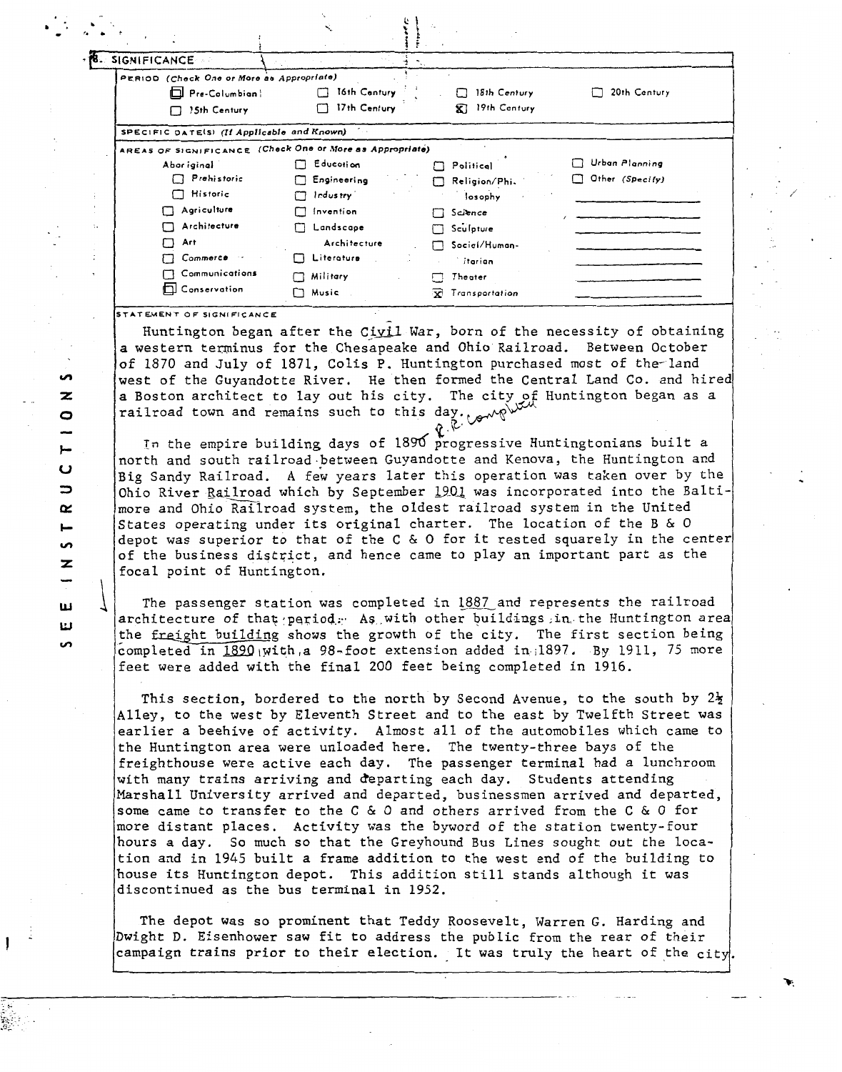## 8. SIGNIFICANCE

**PERIOD** *(Check One or More as Appropriate)*

| | | | |
|---|---|---|---|
| ☐ Pre-Columbian | ☐ 16th Century | ☐ 18th Century | ☐ 20th Century |
| ☐ 15th Century | ☐ 17th Century | ☒ 19th Century | |

**SPECIFIC DATE(S)** *(If Applicable and Known)*

**AREAS OF SIGNIFICANCE** *(Check One or More as Appropriate)*

| | | | |
|---|---|---|---|
| Aboriginal | ☐ Education | ☐ Political | ☐ Urban Planning |
| ☐ Prehistoric | ☐ Engineering | ☐ Religion/Philosophy | ☐ Other *(Specify)* |
| ☐ Historic | ☐ Industry | | |
| ☐ Agriculture | ☐ Invention | ☐ Science | |
| ☐ Architecture | ☐ Landscape Architecture | ☐ Sculpture | |
| ☐ Art | ☐ Literature | ☐ Social/Humanitarian | |
| ☐ Commerce | ☐ Military | ☐ Theater | |
| ☐ Communications | ☐ Music | ☒ Transportation | |
| ☐ Conservation | | | |

**STATEMENT OF SIGNIFICANCE**

Huntington began after the Civil War, born of the necessity of obtaining a western terminus for the Chesapeake and Ohio Railroad. Between October of 1870 and July of 1871, Colis P. Huntington purchased most of the land west of the Guyandotte River. He then formed the Central Land Co. and hired a Boston architect to lay out his city. The city of Huntington began as a railroad town and remains such to this day. *R. R. complete*

In the empire building days of 1890 progressive Huntingtonians built a north and south railroad between Guyandotte and Kenova, the Huntington and Big Sandy Railroad. A few years later this operation was taken over by the Ohio River Railroad which by September 1901 was incorporated into the Baltimore and Ohio Railroad system, the oldest railroad system in the United States operating under its original charter. The location of the B & O depot was superior to that of the C & O for it rested squarely in the center of the business district, and hence came to play an important part as the focal point of Huntington.

The passenger station was completed in 1887 and represents the railroad architecture of that period. As with other buildings in the Huntington area the freight building shows the growth of the city. The first section being completed in 1890 with a 98-foot extension added in 1897. By 1911, 75 more feet were added with the final 200 feet being completed in 1916.

This section, bordered to the north by Second Avenue, to the south by 2½ Alley, to the west by Eleventh Street and to the east by Twelfth Street was earlier a beehive of activity. Almost all of the automobiles which came to the Huntington area were unloaded here. The twenty-three bays of the freighthouse were active each day. The passenger terminal had a lunchroom with many trains arriving and departing each day. Students attending Marshall University arrived and departed, businessmen arrived and departed, some came to transfer to the C & O and others arrived from the C & O for more distant places. Activity was the byword of the station twenty-four hours a day. So much so that the Greyhound Bus Lines sought out the location and in 1945 built a frame addition to the west end of the building to house its Huntington depot. This addition still stands although it was discontinued as the bus terminal in 1952.

The depot was so prominent that Teddy Roosevelt, Warren G. Harding and Dwight D. Eisenhower saw fit to address the public from the rear of their campaign trains prior to their election. It was truly the heart of the city.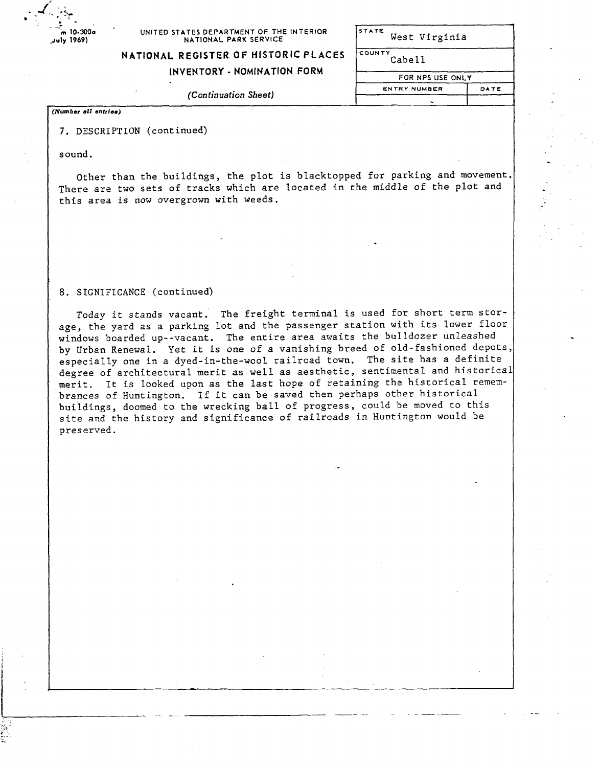Form 10-300a
(July 1969)

UNITED STATES DEPARTMENT OF THE INTERIOR
NATIONAL PARK SERVICE

**NATIONAL REGISTER OF HISTORIC PLACES**
**INVENTORY - NOMINATION FORM**

*(Continuation Sheet)*

| STATE | |
|---|---|
| West Virginia | |
| COUNTY | |
| Cabell | |
| FOR NPS USE ONLY | |
| ENTRY NUMBER | DATE |
| | |

*(Number all entries)*

7. DESCRIPTION (continued)

sound.

Other than the buildings, the plot is blacktopped for parking and movement. There are two sets of tracks which are located in the middle of the plot and this area is now overgrown with weeds.

8. SIGNIFICANCE (continued)

Today it stands vacant. The freight terminal is used for short term storage, the yard as a parking lot and the passenger station with its lower floor windows boarded up--vacant. The entire area awaits the bulldozer unleashed by Urban Renewal. Yet it is one of a vanishing breed of old-fashioned depots, especially one in a dyed-in-the-wool railroad town. The site has a definite degree of architectural merit as well as aesthetic, sentimental and historical merit. It is looked upon as the last hope of retaining the historical remembrances of Huntington. If it can be saved then perhaps other historical buildings, doomed to the wrecking ball of progress, could be moved to this site and the history and significance of railroads in Huntington would be preserved.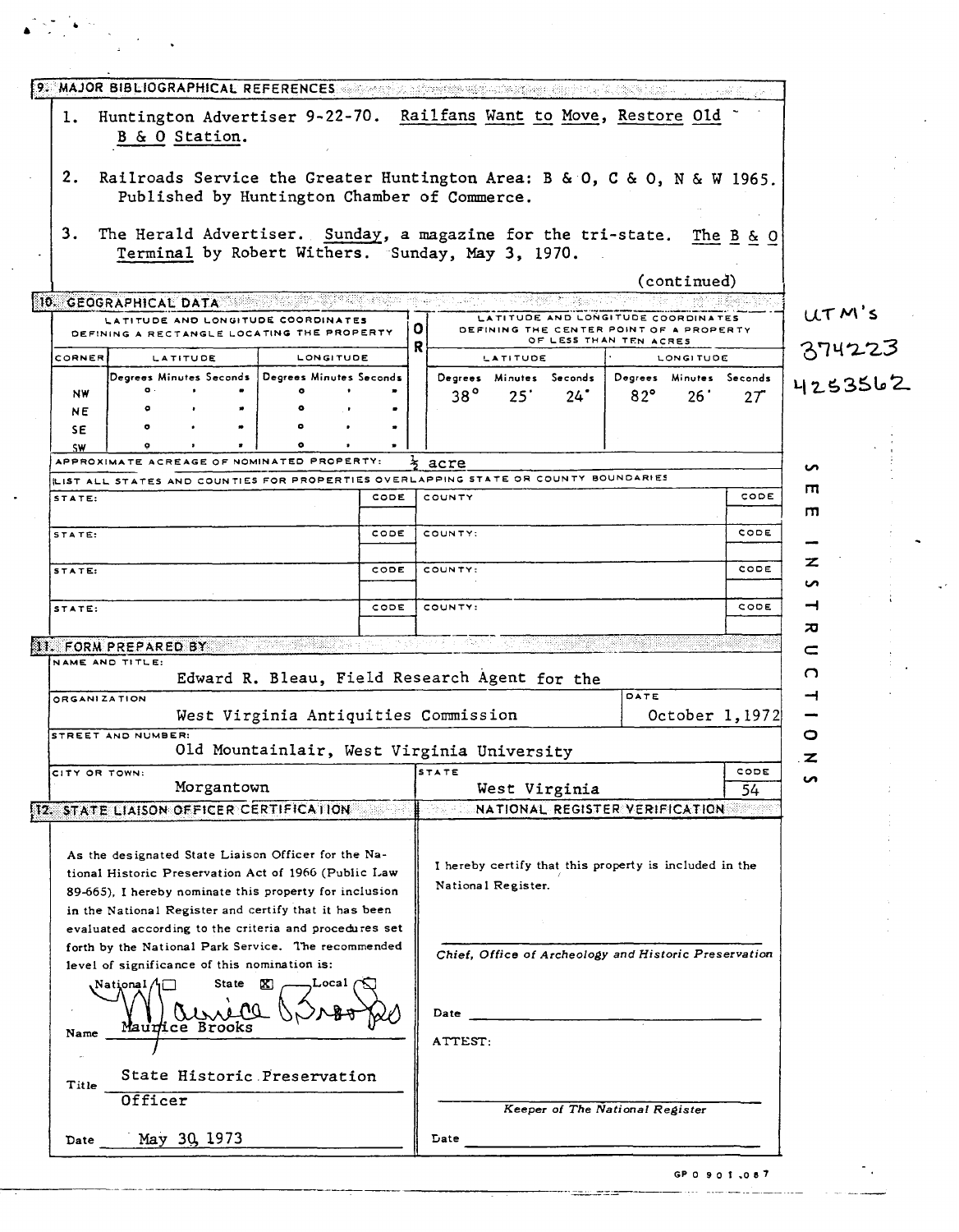## 9. MAJOR BIBLIOGRAPHICAL REFERENCES

1. Huntington Advertiser 9-22-70. Railfans Want to Move, Restore Old B & O Station.

2. Railroads Service the Greater Huntington Area: B & O, C & O, N & W 1965. Published by Huntington Chamber of Commerce.

3. The Herald Advertiser. Sunday, a magazine for the tri-state. The B & O Terminal by Robert Withers. Sunday, May 3, 1970.

(continued)

## 10. GEOGRAPHICAL DATA

| LATITUDE AND LONGITUDE COORDINATES DEFINING A RECTANGLE LOCATING THE PROPERTY | | | OR | LATITUDE AND LONGITUDE COORDINATES DEFINING THE CENTER POINT OF A PROPERTY OF LESS THAN TEN ACRES | |
|---|---|---|---|---|---|
| CORNER | LATITUDE | LONGITUDE | | LATITUDE | LONGITUDE |
| | Degrees Minutes Seconds | Degrees Minutes Seconds | | Degrees Minutes Seconds | Degrees Minutes Seconds |
| NW | ° ' " | ° ' " | | 38° 25' 24" | 82° 26' 27" |
| NE | ° ' " | ° ' " | | | |
| SE | ° ' " | ° ' " | | | |
| SW | ° ' " | ° ' " | | | |

UTM's 374223 4253562

APPROXIMATE ACREAGE OF NOMINATED PROPERTY: ½ acre

LIST ALL STATES AND COUNTIES FOR PROPERTIES OVERLAPPING STATE OR COUNTY BOUNDARIES

| STATE: | CODE | COUNTY: | CODE |
|---|---|---|---|
| STATE: | CODE | COUNTY: | CODE |
| STATE: | CODE | COUNTY: | CODE |
| STATE: | CODE | COUNTY: | CODE |

SEE INSTRUCTIONS

## 11. FORM PREPARED BY

NAME AND TITLE: Edward R. Bleau, Field Research Agent for the

ORGANIZATION: West Virginia Antiquities Commission

DATE: October 1, 1972

STREET AND NUMBER: Old Mountainlair, West Virginia University

CITY OR TOWN: Morgantown

STATE: West Virginia

CODE: 54

## 12. STATE LIAISON OFFICER CERTIFICATION

As the designated State Liaison Officer for the National Historic Preservation Act of 1966 (Public Law 89-665), I hereby nominate this property for inclusion in the National Register and certify that it has been evaluated according to the criteria and procedures set forth by the National Park Service. The recommended level of significance of this nomination is:

National ☐ State ☒ Local ☐

Name: Maurice Brooks

Title: State Historic Preservation Officer

Date: May 30, 1973

## NATIONAL REGISTER VERIFICATION

I hereby certify that this property is included in the National Register.

Chief, Office of Archeology and Historic Preservation

Date

ATTEST:

Keeper of The National Register

Date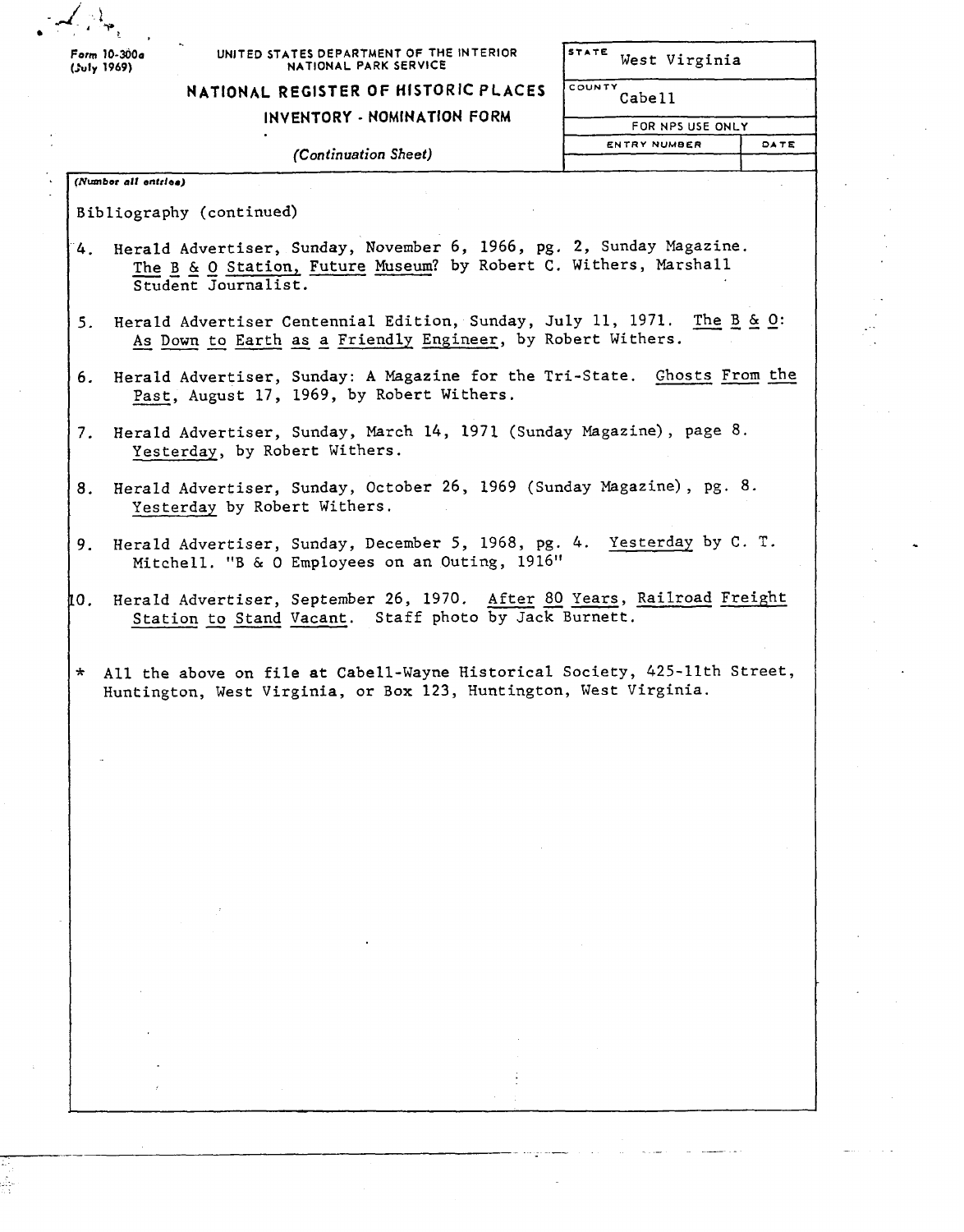Form 10-300a (July 1969)

UNITED STATES DEPARTMENT OF THE INTERIOR
NATIONAL PARK SERVICE

**NATIONAL REGISTER OF HISTORIC PLACES**
**INVENTORY - NOMINATION FORM**

*(Continuation Sheet)*

| STATE | West Virginia |
|---|---|
| COUNTY | Cabell |
| FOR NPS USE ONLY | |
| ENTRY NUMBER | DATE |

*(Number all entries)*

Bibliography (continued)

4. Herald Advertiser, Sunday, November 6, 1966, pg. 2, Sunday Magazine. The B & O Station, Future Museum? by Robert C. Withers, Marshall Student Journalist.

5. Herald Advertiser Centennial Edition, Sunday, July 11, 1971. The B & O: As Down to Earth as a Friendly Engineer, by Robert Withers.

6. Herald Advertiser, Sunday: A Magazine for the Tri-State. Ghosts From the Past, August 17, 1969, by Robert Withers.

7. Herald Advertiser, Sunday, March 14, 1971 (Sunday Magazine), page 8. Yesterday, by Robert Withers.

8. Herald Advertiser, Sunday, October 26, 1969 (Sunday Magazine), pg. 8. Yesterday by Robert Withers.

9. Herald Advertiser, Sunday, December 5, 1968, pg. 4. Yesterday by C. T. Mitchell. "B & O Employees on an Outing, 1916"

10. Herald Advertiser, September 26, 1970. After 80 Years, Railroad Freight Station to Stand Vacant. Staff photo by Jack Burnett.

\* All the above on file at Cabell-Wayne Historical Society, 425-11th Street, Huntington, West Virginia, or Box 123, Huntington, West Virginia.